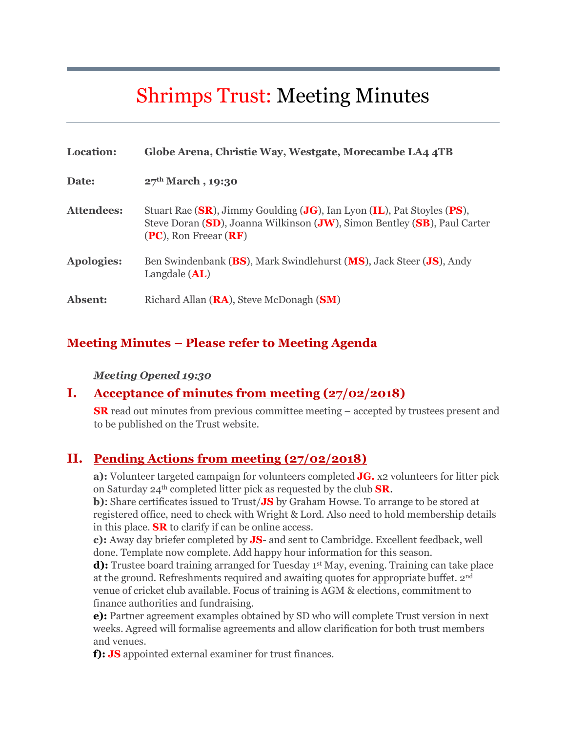# Shrimps Trust: Meeting Minutes

| | |
|---|---|
| **Location:** | **Globe Arena, Christie Way, Westgate, Morecambe LA4 4TB** |
| **Date:** | **27th March , 19:30** |
| **Attendees:** | Stuart Rae (**SR**), Jimmy Goulding (**JG**), Ian Lyon (**IL**), Pat Stoyles (**PS**), Steve Doran (**SD**), Joanna Wilkinson (**JW**), Simon Bentley (**SB**), Paul Carter (**PC**), Ron Freear (**RF**) |
| **Apologies:** | Ben Swindenbank (**BS**), Mark Swindlehurst (**MS**), Jack Steer (**JS**), Andy Langdale (**AL**) |
| **Absent:** | Richard Allan (**RA**), Steve McDonagh (**SM**) |

## Meeting Minutes – Please refer to Meeting Agenda

***Meeting Opened 19:30***

### I. Acceptance of minutes from meeting (27/02/2018)

**SR** read out minutes from previous committee meeting – accepted by trustees present and to be published on the Trust website.

### II. Pending Actions from meeting (27/02/2018)

**a):** Volunteer targeted campaign for volunteers completed **JG.** x2 volunteers for litter pick on Saturday 24th completed litter pick as requested by the club **SR**.
**b)**: Share certificates issued to Trust/**JS** by Graham Howse. To arrange to be stored at registered office, need to check with Wright & Lord. Also need to hold membership details in this place. **SR** to clarify if can be online access.
**c):** Away day briefer completed by **JS**- and sent to Cambridge. Excellent feedback, well done. Template now complete. Add happy hour information for this season.
**d):** Trustee board training arranged for Tuesday 1st May, evening. Training can take place at the ground. Refreshments required and awaiting quotes for appropriate buffet. 2nd venue of cricket club available. Focus of training is AGM & elections, commitment to finance authorities and fundraising.
**e):** Partner agreement examples obtained by SD who will complete Trust version in next weeks. Agreed will formalise agreements and allow clarification for both trust members and venues.
**f):** **JS** appointed external examiner for trust finances.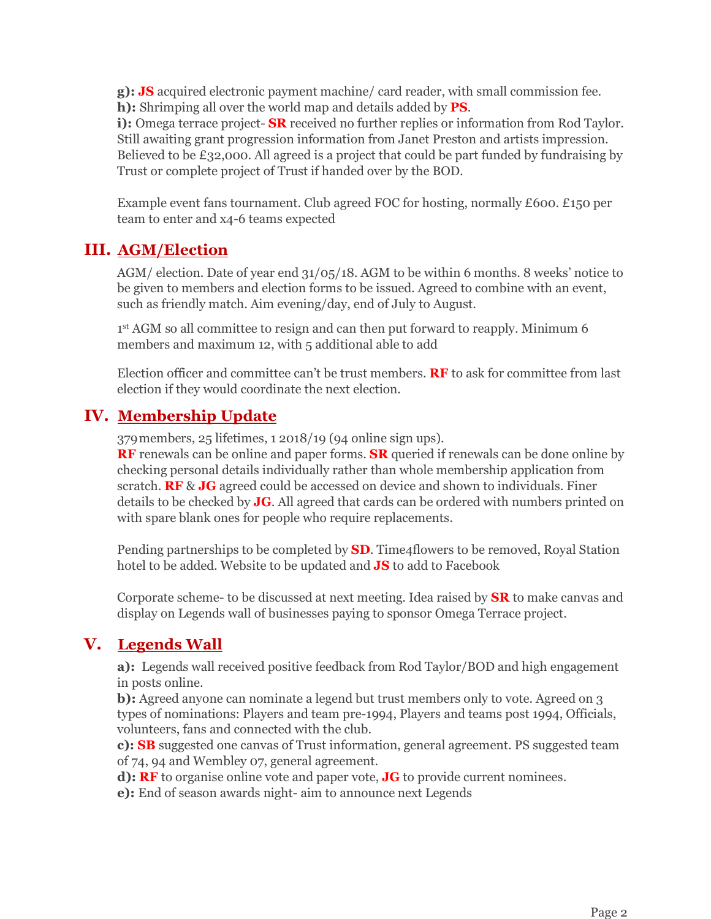**g):** **JS** acquired electronic payment machine/ card reader, with small commission fee.
**h):** Shrimping all over the world map and details added by **PS**.
**i):** Omega terrace project- **SR** received no further replies or information from Rod Taylor. Still awaiting grant progression information from Janet Preston and artists impression. Believed to be £32,000. All agreed is a project that could be part funded by fundraising by Trust or complete project of Trust if handed over by the BOD.

Example event fans tournament. Club agreed FOC for hosting, normally £600. £150 per team to enter and x4-6 teams expected

## III. AGM/Election

AGM/ election. Date of year end 31/05/18. AGM to be within 6 months. 8 weeks' notice to be given to members and election forms to be issued. Agreed to combine with an event, such as friendly match. Aim evening/day, end of July to August.

1st AGM so all committee to resign and can then put forward to reapply. Minimum 6 members and maximum 12, with 5 additional able to add

Election officer and committee can't be trust members. **RF** to ask for committee from last election if they would coordinate the next election.

## IV. Membership Update

379 members, 25 lifetimes, 1 2018/19 (94 online sign ups).
**RF** renewals can be online and paper forms. **SR** queried if renewals can be done online by checking personal details individually rather than whole membership application from scratch. **RF** & **JG** agreed could be accessed on device and shown to individuals. Finer details to be checked by **JG**. All agreed that cards can be ordered with numbers printed on with spare blank ones for people who require replacements.

Pending partnerships to be completed by **SD**. Time4flowers to be removed, Royal Station hotel to be added. Website to be updated and **JS** to add to Facebook

Corporate scheme- to be discussed at next meeting. Idea raised by **SR** to make canvas and display on Legends wall of businesses paying to sponsor Omega Terrace project.

## V. Legends Wall

**a):** Legends wall received positive feedback from Rod Taylor/BOD and high engagement in posts online.
**b):** Agreed anyone can nominate a legend but trust members only to vote. Agreed on 3 types of nominations: Players and team pre-1994, Players and teams post 1994, Officials, volunteers, fans and connected with the club.
**c):** **SB** suggested one canvas of Trust information, general agreement. PS suggested team of 74, 94 and Wembley 07, general agreement.
**d):** **RF** to organise online vote and paper vote, **JG** to provide current nominees.
**e):** End of season awards night- aim to announce next Legends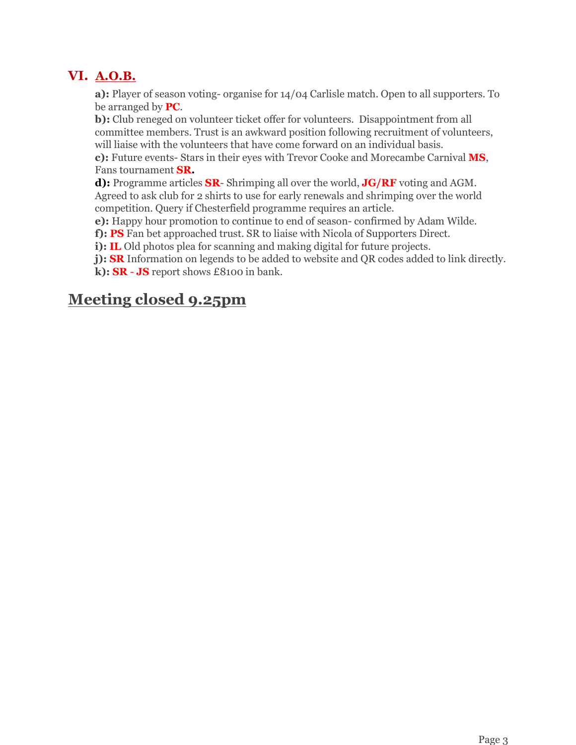## VI. A.O.B.

**a):** Player of season voting- organise for 14/04 Carlisle match. Open to all supporters. To be arranged by **PC**.
**b):** Club reneged on volunteer ticket offer for volunteers. Disappointment from all committee members. Trust is an awkward position following recruitment of volunteers, will liaise with the volunteers that have come forward on an individual basis.
**c):** Future events- Stars in their eyes with Trevor Cooke and Morecambe Carnival **MS**, Fans tournament **SR.**
**d):** Programme articles **SR**- Shrimping all over the world, **JG/RF** voting and AGM. Agreed to ask club for 2 shirts to use for early renewals and shrimping over the world competition. Query if Chesterfield programme requires an article.
**e):** Happy hour promotion to continue to end of season- confirmed by Adam Wilde.
**f):** **PS** Fan bet approached trust. SR to liaise with Nicola of Supporters Direct.
**i):** **IL** Old photos plea for scanning and making digital for future projects.
**j):** **SR** Information on legends to be added to website and QR codes added to link directly.
**k):** **SR** - **JS** report shows £8100 in bank.

# Meeting closed 9.25pm